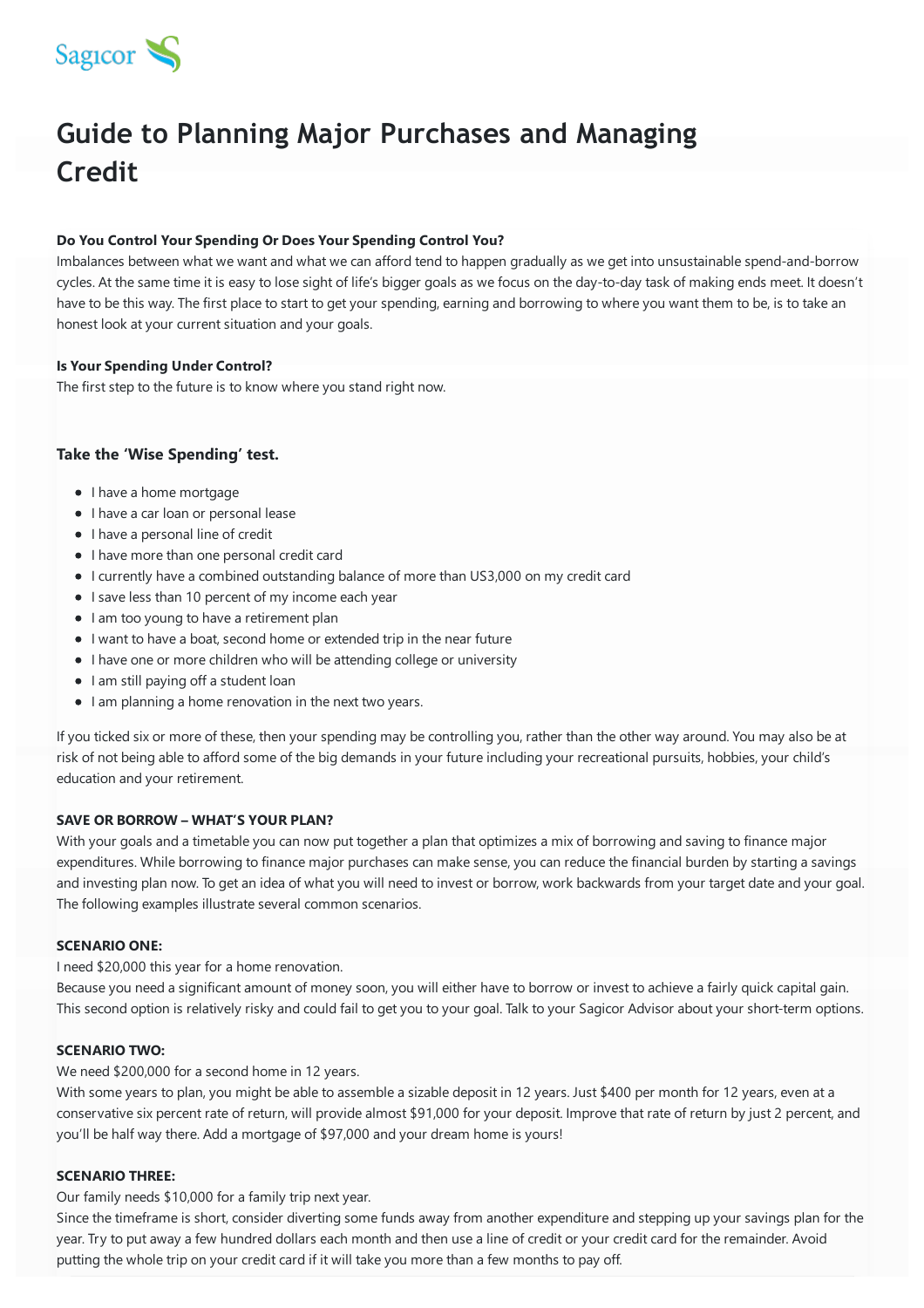Sagicor

# Guide to Planning Major Purchases and Managing Credit

**Do You Control Your Spending Or Does Your Spending Control You?**

Imbalances between what we want and what we can afford tend to happen gradually as we get into unsustainable spend-and-borrow cycles. At the same time it is easy to lose sight of life's bigger goals as we focus on the day-to-day task of making ends meet. It doesn't have to be this way. The first place to start to get your spending, earning and borrowing to where you want them to be, is to take an honest look at your current situation and your goals.

**Is Your Spending Under Control?**

The first step to the future is to know where you stand right now.

### Take the 'Wise Spending' test.

- I have a home mortgage
- I have a car loan or personal lease
- I have a personal line of credit
- I have more than one personal credit card
- I currently have a combined outstanding balance of more than US3,000 on my credit card
- I save less than 10 percent of my income each year
- I am too young to have a retirement plan
- I want to have a boat, second home or extended trip in the near future
- I have one or more children who will be attending college or university
- I am still paying off a student loan
- I am planning a home renovation in the next two years.

If you ticked six or more of these, then your spending may be controlling you, rather than the other way around. You may also be at risk of not being able to afford some of the big demands in your future including your recreational pursuits, hobbies, your child's education and your retirement.

**SAVE OR BORROW – WHAT'S YOUR PLAN?**

With your goals and a timetable you can now put together a plan that optimizes a mix of borrowing and saving to finance major expenditures. While borrowing to finance major purchases can make sense, you can reduce the financial burden by starting a savings and investing plan now. To get an idea of what you will need to invest or borrow, work backwards from your target date and your goal. The following examples illustrate several common scenarios.

**SCENARIO ONE:**

I need $20,000 this year for a home renovation.

Because you need a significant amount of money soon, you will either have to borrow or invest to achieve a fairly quick capital gain. This second option is relatively risky and could fail to get you to your goal. Talk to your Sagicor Advisor about your short-term options.

**SCENARIO TWO:**

We need $200,000 for a second home in 12 years.

With some years to plan, you might be able to assemble a sizable deposit in 12 years. Just $400 per month for 12 years, even at a conservative six percent rate of return, will provide almost $91,000 for your deposit. Improve that rate of return by just 2 percent, and you'll be half way there. Add a mortgage of $97,000 and your dream home is yours!

**SCENARIO THREE:**

Our family needs $10,000 for a family trip next year.

Since the timeframe is short, consider diverting some funds away from another expenditure and stepping up your savings plan for the year. Try to put away a few hundred dollars each month and then use a line of credit or your credit card for the remainder. Avoid putting the whole trip on your credit card if it will take you more than a few months to pay off.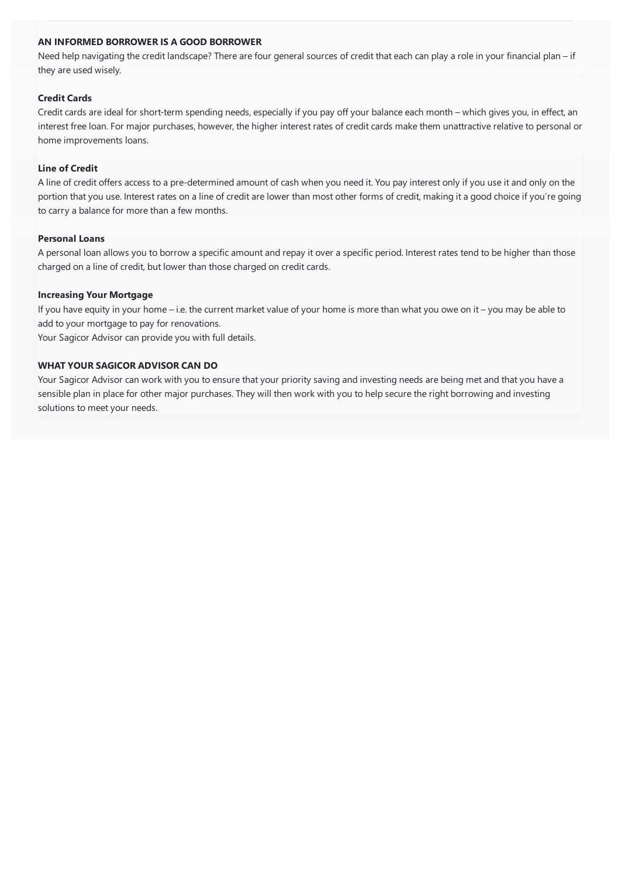## AN INFORMED BORROWER IS A GOOD BORROWER

Need help navigating the credit landscape? There are four general sources of credit that each can play a role in your financial plan – if they are used wisely.

### Credit Cards

Credit cards are ideal for short-term spending needs, especially if you pay off your balance each month – which gives you, in effect, an interest free loan. For major purchases, however, the higher interest rates of credit cards make them unattractive relative to personal or home improvements loans.

### Line of Credit

A line of credit offers access to a pre-determined amount of cash when you need it. You pay interest only if you use it and only on the portion that you use. Interest rates on a line of credit are lower than most other forms of credit, making it a good choice if you're going to carry a balance for more than a few months.

### Personal Loans

A personal loan allows you to borrow a specific amount and repay it over a specific period. Interest rates tend to be higher than those charged on a line of credit, but lower than those charged on credit cards.

### Increasing Your Mortgage

If you have equity in your home – i.e. the current market value of your home is more than what you owe on it – you may be able to add to your mortgage to pay for renovations.
Your Sagicor Advisor can provide you with full details.

## WHAT YOUR SAGICOR ADVISOR CAN DO

Your Sagicor Advisor can work with you to ensure that your priority saving and investing needs are being met and that you have a sensible plan in place for other major purchases. They will then work with you to help secure the right borrowing and investing solutions to meet your needs.